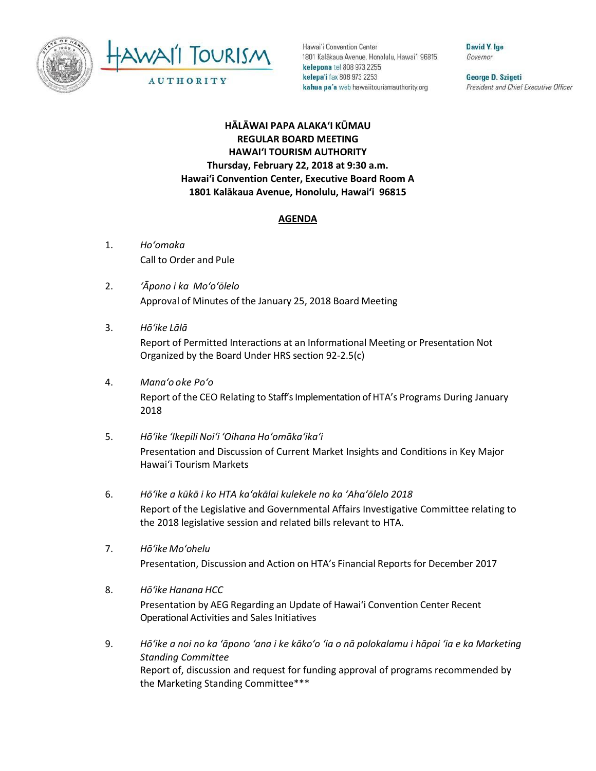Hawai'i Convention Center
1801 Kalākaua Avenue, Honolulu, Hawai'i 96815
**kelepona** tel 808 973 2255
**kelepa'i** fax 808 973 2253
**kahua pa'a** web hawaiitourismauthority.org

**David Y. Ige**
*Governor*

**George D. Szigeti**
*President and Chief Executive Officer*

**HĀLĀWAI PAPA ALAKAʻI KŪMAU**
**REGULAR BOARD MEETING**
**HAWAIʻI TOURISM AUTHORITY**
**Thursday, February 22, 2018 at 9:30 a.m.**
**Hawaiʻi Convention Center, Executive Board Room A**
**1801 Kalākaua Avenue, Honolulu, Hawaiʻi 96815**

**AGENDA**

1. *Hoʻomaka*
   Call to Order and Pule

2. *ʻĀpono i ka Moʻoʻōlelo*
   Approval of Minutes of the January 25, 2018 Board Meeting

3. *Hōʻike Lālā*
   Report of Permitted Interactions at an Informational Meeting or Presentation Not Organized by the Board Under HRS section 92-2.5(c)

4. *Manaʻo oke Poʻo*
   Report of the CEO Relating to Staff's Implementation of HTA's Programs During January 2018

5. *Hōʻike ʻIkepili Noiʻi ʻOihana Hoʻomākaʻikaʻi*
   Presentation and Discussion of Current Market Insights and Conditions in Key Major Hawaiʻi Tourism Markets

6. *Hōʻike a kūkā i ko HTA kaʻakālai kulekele no ka ʻAhaʻōlelo 2018*
   Report of the Legislative and Governmental Affairs Investigative Committee relating to the 2018 legislative session and related bills relevant to HTA.

7. *Hōʻike Moʻohelu*
   Presentation, Discussion and Action on HTA's Financial Reports for December 2017

8. *Hōʻike Hanana HCC*
   Presentation by AEG Regarding an Update of Hawaiʻi Convention Center Recent Operational Activities and Sales Initiatives

9. *Hōʻike a noi no ka ʻāpono ʻana i ke kākoʻo ʻia o nā polokalamu i hāpai ʻia e ka Marketing Standing Committee*
   Report of, discussion and request for funding approval of programs recommended by the Marketing Standing Committee***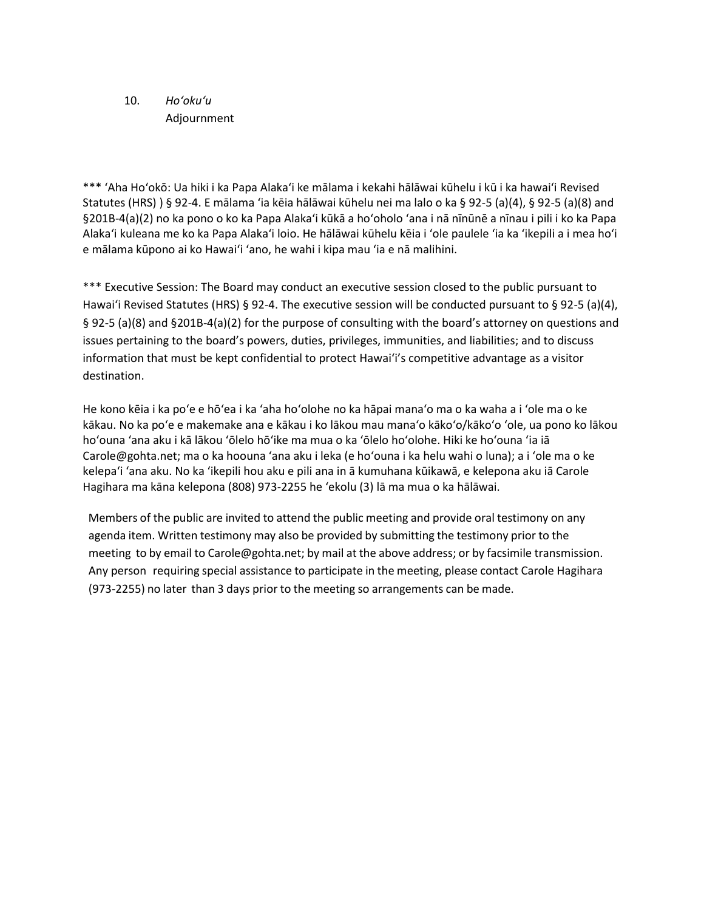10. *Hoʻokuʻu*
    Adjournment

*** ʻAha Hoʻokō: Ua hiki i ka Papa Alakaʻi ke mālama i kekahi hālāwai kūhelu i kū i ka hawaiʻi Revised Statutes (HRS) ) § 92-4. E mālama ʻia kēia hālāwai kūhelu nei ma lalo o ka § 92-5 (a)(4), § 92-5 (a)(8) and §201B-4(a)(2) no ka pono o ko ka Papa Alakaʻi kūkā a hoʻoholo ʻana i nā nīnūnē a nīnau i pili i ko ka Papa Alakaʻi kuleana me ko ka Papa Alakaʻi loio. He hālāwai kūhelu kēia i ʻole paulele ʻia ka ʻikepili a i mea hoʻi e mālama kūpono ai ko Hawaiʻi ʻano, he wahi i kipa mau ʻia e nā malihini.

*** Executive Session: The Board may conduct an executive session closed to the public pursuant to Hawaiʻi Revised Statutes (HRS) § 92-4. The executive session will be conducted pursuant to § 92-5 (a)(4), § 92-5 (a)(8) and §201B-4(a)(2) for the purpose of consulting with the board's attorney on questions and issues pertaining to the board's powers, duties, privileges, immunities, and liabilities; and to discuss information that must be kept confidential to protect Hawaiʻi's competitive advantage as a visitor destination.

He kono kēia i ka poʻe e hōʻea i ka ʻaha hoʻolohe no ka hāpai manaʻo ma o ka waha a i ʻole ma o ke kākau. No ka poʻe e makemake ana e kākau i ko lākou mau manaʻo kākoʻo/kākoʻo ʻole, ua pono ko lākou hoʻouna ʻana aku i kā lākou ʻōlelo hōʻike ma mua o ka ʻōlelo hoʻolohe. Hiki ke hoʻouna ʻia iā Carole@gohta.net; ma o ka hoouna ʻana aku i leka (e hoʻouna i ka helu wahi o luna); a i ʻole ma o ke kelepaʻi ʻana aku. No ka ʻikepili hou aku e pili ana in ā kumuhana kūikawā, e kelepona aku iā Carole Hagihara ma kāna kelepona (808) 973-2255 he ʻekolu (3) lā ma mua o ka hālāwai.

Members of the public are invited to attend the public meeting and provide oral testimony on any agenda item. Written testimony may also be provided by submitting the testimony prior to the meeting to by email to Carole@gohta.net; by mail at the above address; or by facsimile transmission. Any person requiring special assistance to participate in the meeting, please contact Carole Hagihara (973-2255) no later than 3 days prior to the meeting so arrangements can be made.